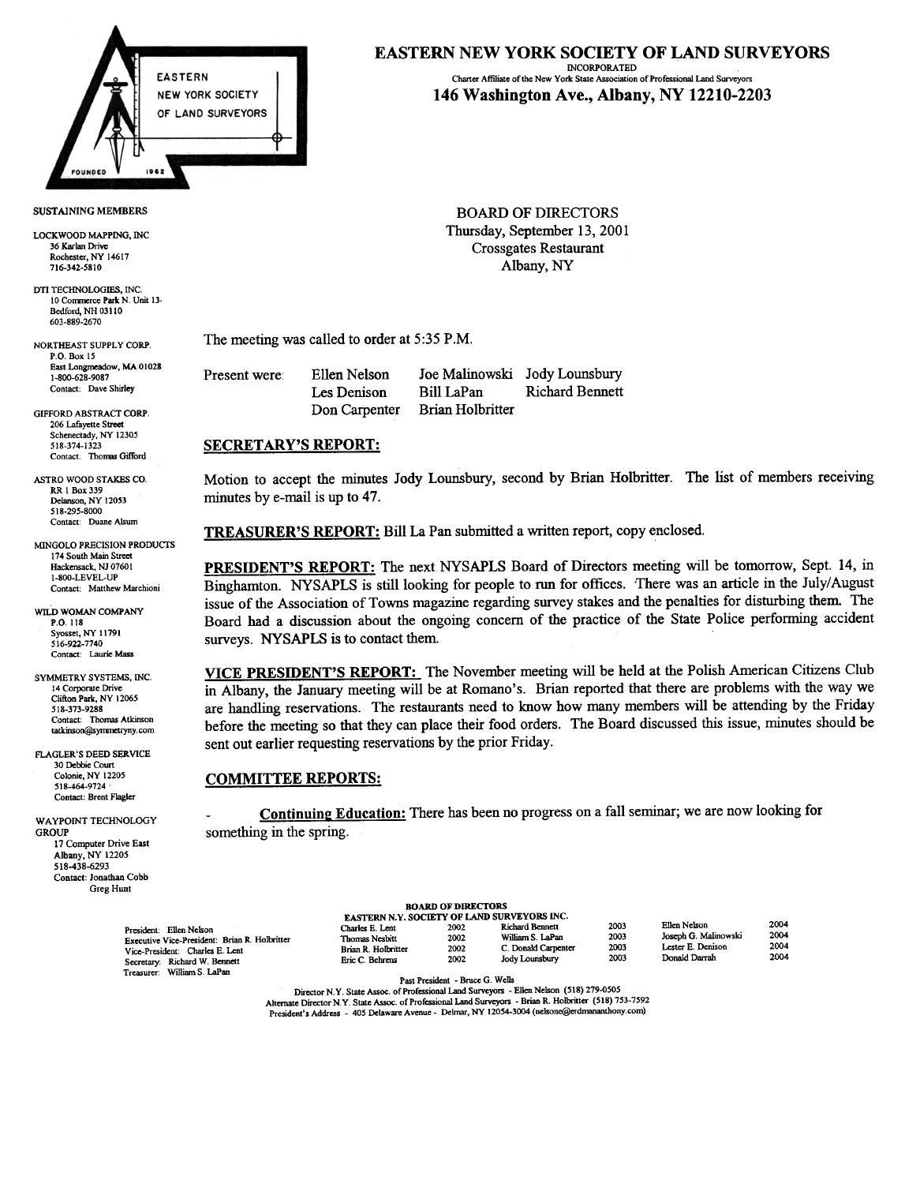# EASTERN NEW YORK SOCIETY OF LAND SURVEYORS

INCORPORATED

Charter Affiliate of the New York State Association of Professional Land Surveyors

**146 Washington Ave., Albany, NY 12210-2203**

EASTERN NEW YORK SOCIETY OF LAND SURVEYORS
FOUNDED 1962

**SUSTAINING MEMBERS**

LOCKWOOD MAPPING, INC
36 Karlan Drive
Rochester, NY 14617
716-342-5810

DTI TECHNOLOGIES, INC.
10 Commerce Park N. Unit 13-
Bedford, NH 03110
603-889-2670

NORTHEAST SUPPLY CORP.
P.O. Box 15
East Longmeadow, MA 01028
1-800-628-9087
Contact: Dave Shirley

GIFFORD ABSTRACT CORP.
206 Lafayette Street
Schenectady, NY 12305
518-374-1323
Contact: Thomas Gifford

ASTRO WOOD STAKES CO.
RR 1 Box 339
Delanson, NY 12053
518-295-8000
Contact: Duane Alsum

MINGOLO PRECISION PRODUCTS
174 South Main Street
Hackensack, NJ 07601
1-800-LEVEL-UP
Contact: Matthew Marchioni

WILD WOMAN COMPANY
P.O. 118
Syosset, NY 11791
516-922-7740
Contact: Laurie Mass

SYMMETRY SYSTEMS, INC.
14 Corporate Drive
Clifton Park, NY 12065
518-373-9288
Contact: Thomas Atkinson
tatkinson@symmetryny.com

FLAGLER'S DEED SERVICE
30 Debbie Court
Colonie, NY 12205
518-464-9724
Contact: Brent Flagler

WAYPOINT TECHNOLOGY GROUP
17 Computer Drive East
Albany, NY 12205
518-438-6293
Contact: Jonathan Cobb
Greg Hunt

BOARD OF DIRECTORS
Thursday, September 13, 2001
Crossgates Restaurant
Albany, NY

The meeting was called to order at 5:35 P.M.

| Present were: | Ellen Nelson | Joe Malinowski | Jody Lounsbury |
|---|---|---|---|
| | Les Denison | Bill LaPan | Richard Bennett |
| | Don Carpenter | Brian Holbritter | |

## SECRETARY'S REPORT:

Motion to accept the minutes Jody Lounsbury, second by Brian Holbritter. The list of members receiving minutes by e-mail is up to 47.

**TREASURER'S REPORT:** Bill La Pan submitted a written report, copy enclosed.

**PRESIDENT'S REPORT:** The next NYSAPLS Board of Directors meeting will be tomorrow, Sept. 14, in Binghamton. NYSAPLS is still looking for people to run for offices. There was an article in the July/August issue of the Association of Towns magazine regarding survey stakes and the penalties for disturbing them. The Board had a discussion about the ongoing concern of the practice of the State Police performing accident surveys. NYSAPLS is to contact them.

**VICE PRESIDENT'S REPORT:** The November meeting will be held at the Polish American Citizens Club in Albany, the January meeting will be at Romano's. Brian reported that there are problems with the way we are handling reservations. The restaurants need to know how many members will be attending by the Friday before the meeting so that they can place their food orders. The Board discussed this issue, minutes should be sent out earlier requesting reservations by the prior Friday.

## COMMITTEE REPORTS:

- **Continuing Education:** There has been no progress on a fall seminar; we are now looking for something in the spring.

**BOARD OF DIRECTORS**
**EASTERN N.Y. SOCIETY OF LAND SURVEYORS INC.**

President: Ellen Nelson
Executive Vice-President: Brian R. Holbritter
Vice-President: Charles E. Lent
Secretary: Richard W. Bennett
Treasurer: William S. LaPan

| | | | | | |
|---|---|---|---|---|---|
| Charles E. Lent | 2002 | Richard Bennett | 2003 | Ellen Nelson | 2004 |
| Thomas Nesbitt | 2002 | William S. LaPan | 2003 | Joseph G. Malinowski | 2004 |
| Brian R. Holbritter | 2002 | C. Donald Carpenter | 2003 | Lester E. Denison | 2004 |
| Eric C. Behrens | 2002 | Jody Lounsbury | 2003 | Donald Darrah | 2004 |

Past President - Bruce G. Wells
Director N.Y. State Assoc. of Professional Land Surveyors - Ellen Nelson (518) 279-0505
Alternate Director N.Y. State Assoc. of Professional Land Surveyors - Brian R. Holbritter (518) 753-7592
President's Address - 405 Delaware Avenue - Delmar, NY 12054-3004 (nelsone@erdmananthony.com)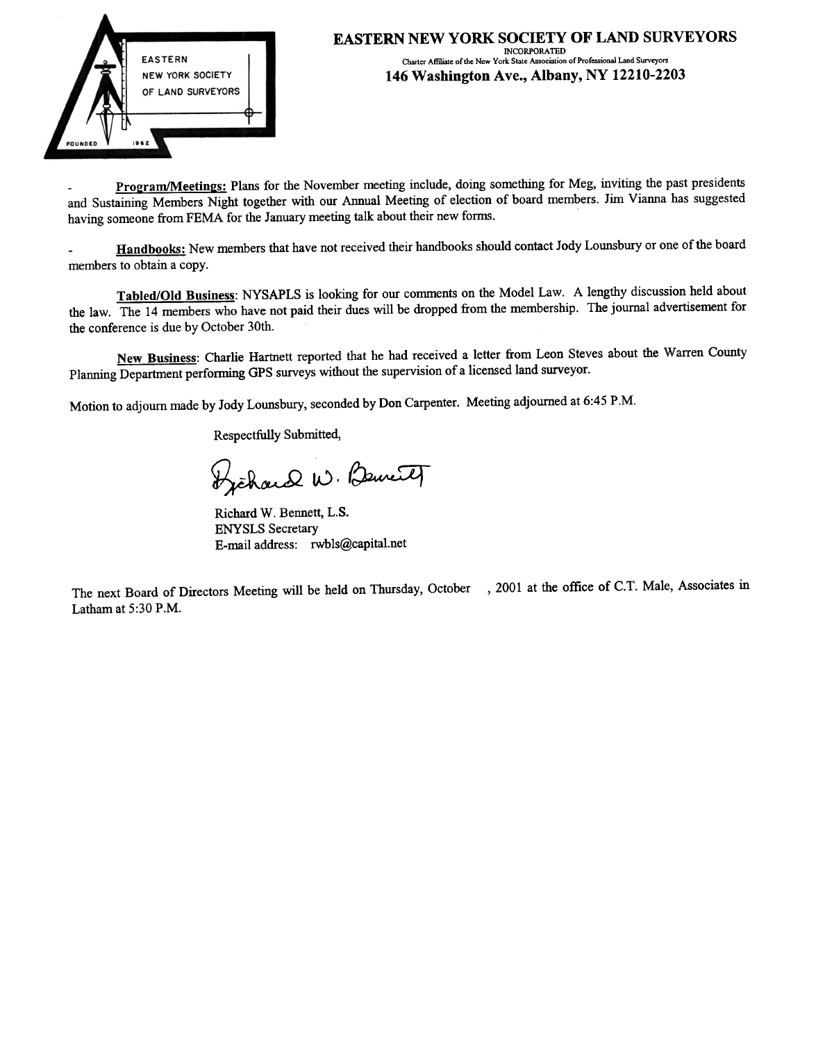**EASTERN NEW YORK SOCIETY OF LAND SURVEYORS**
INCORPORATED
Charter Affiliate of the New York State Association of Professional Land Surveyors
**146 Washington Ave., Albany, NY 12210-2203**

EASTERN NEW YORK SOCIETY OF LAND SURVEYORS
FOUNDED 1962

- **Program/Meetings:** Plans for the November meeting include, doing something for Meg, inviting the past presidents and Sustaining Members Night together with our Annual Meeting of election of board members. Jim Vianna has suggested having someone from FEMA for the January meeting talk about their new forms.

- **Handbooks:** New members that have not received their handbooks should contact Jody Lounsbury or one of the board members to obtain a copy.

**Tabled/Old Business**: NYSAPLS is looking for our comments on the Model Law. A lengthy discussion held about the law. The 14 members who have not paid their dues will be dropped from the membership. The journal advertisement for the conference is due by October 30th.

**New Business**: Charlie Hartnett reported that he had received a letter from Leon Steves about the Warren County Planning Department performing GPS surveys without the supervision of a licensed land surveyor.

Motion to adjourn made by Jody Lounsbury, seconded by Don Carpenter. Meeting adjourned at 6:45 P.M.

Respectfully Submitted,

Richard W. Bennett

Richard W. Bennett, L.S.
ENYSLS Secretary
E-mail address: rwbls@capital.net

The next Board of Directors Meeting will be held on Thursday, October , 2001 at the office of C.T. Male, Associates in Latham at 5:30 P.M.